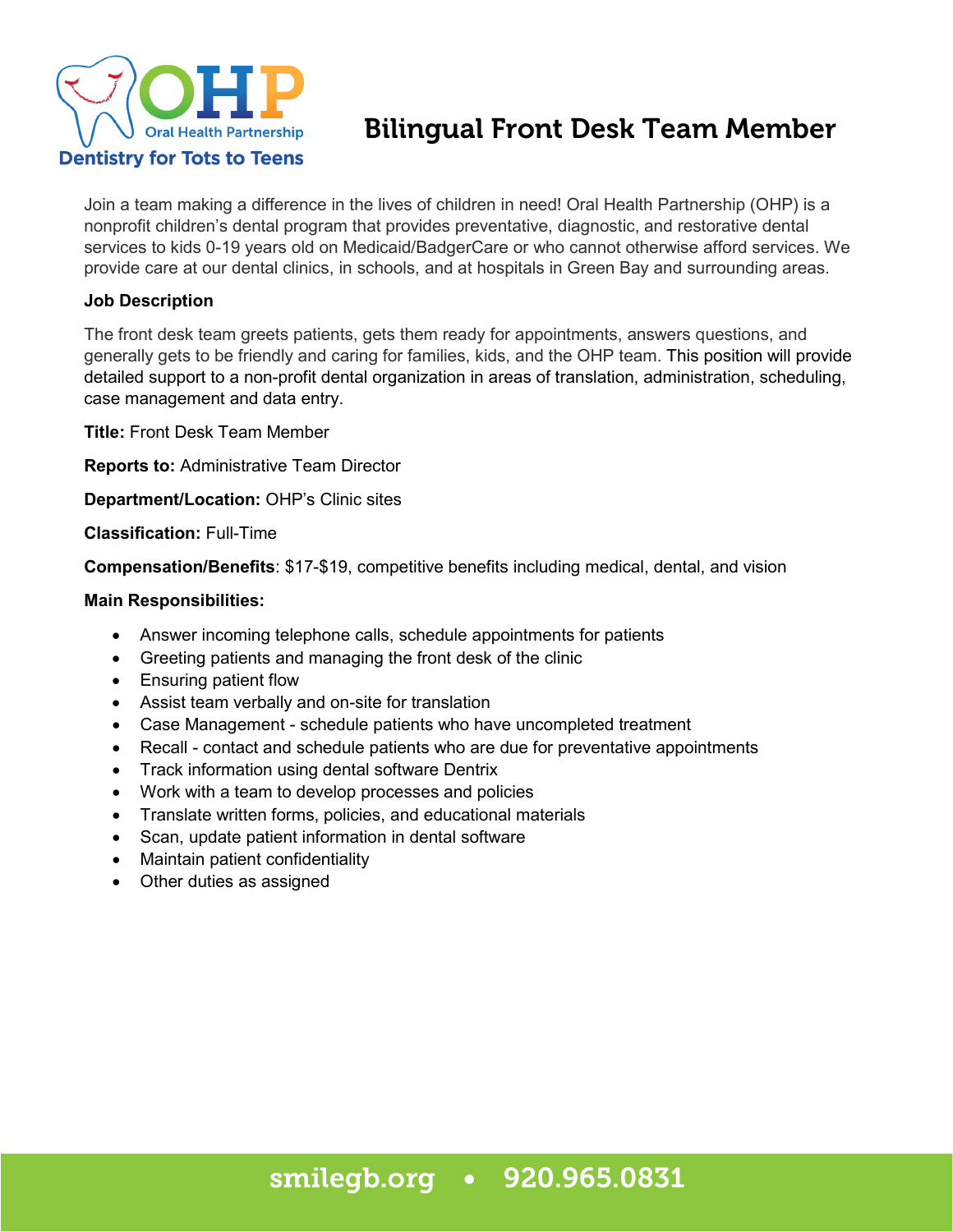OHP Oral Health Partnership

Dentistry for Tots to Teens

# Bilingual Front Desk Team Member

Join a team making a difference in the lives of children in need! Oral Health Partnership (OHP) is a nonprofit children's dental program that provides preventative, diagnostic, and restorative dental services to kids 0-19 years old on Medicaid/BadgerCare or who cannot otherwise afford services. We provide care at our dental clinics, in schools, and at hospitals in Green Bay and surrounding areas.

**Job Description**

The front desk team greets patients, gets them ready for appointments, answers questions, and generally gets to be friendly and caring for families, kids, and the OHP team. This position will provide detailed support to a non-profit dental organization in areas of translation, administration, scheduling, case management and data entry.

**Title:** Front Desk Team Member

**Reports to:** Administrative Team Director

**Department/Location:** OHP's Clinic sites

**Classification:** Full-Time

**Compensation/Benefits**: $17-$19, competitive benefits including medical, dental, and vision

**Main Responsibilities:**

- Answer incoming telephone calls, schedule appointments for patients
- Greeting patients and managing the front desk of the clinic
- Ensuring patient flow
- Assist team verbally and on-site for translation
- Case Management - schedule patients who have uncompleted treatment
- Recall - contact and schedule patients who are due for preventative appointments
- Track information using dental software Dentrix
- Work with a team to develop processes and policies
- Translate written forms, policies, and educational materials
- Scan, update patient information in dental software
- Maintain patient confidentiality
- Other duties as assigned

smilegb.org • 920.965.0831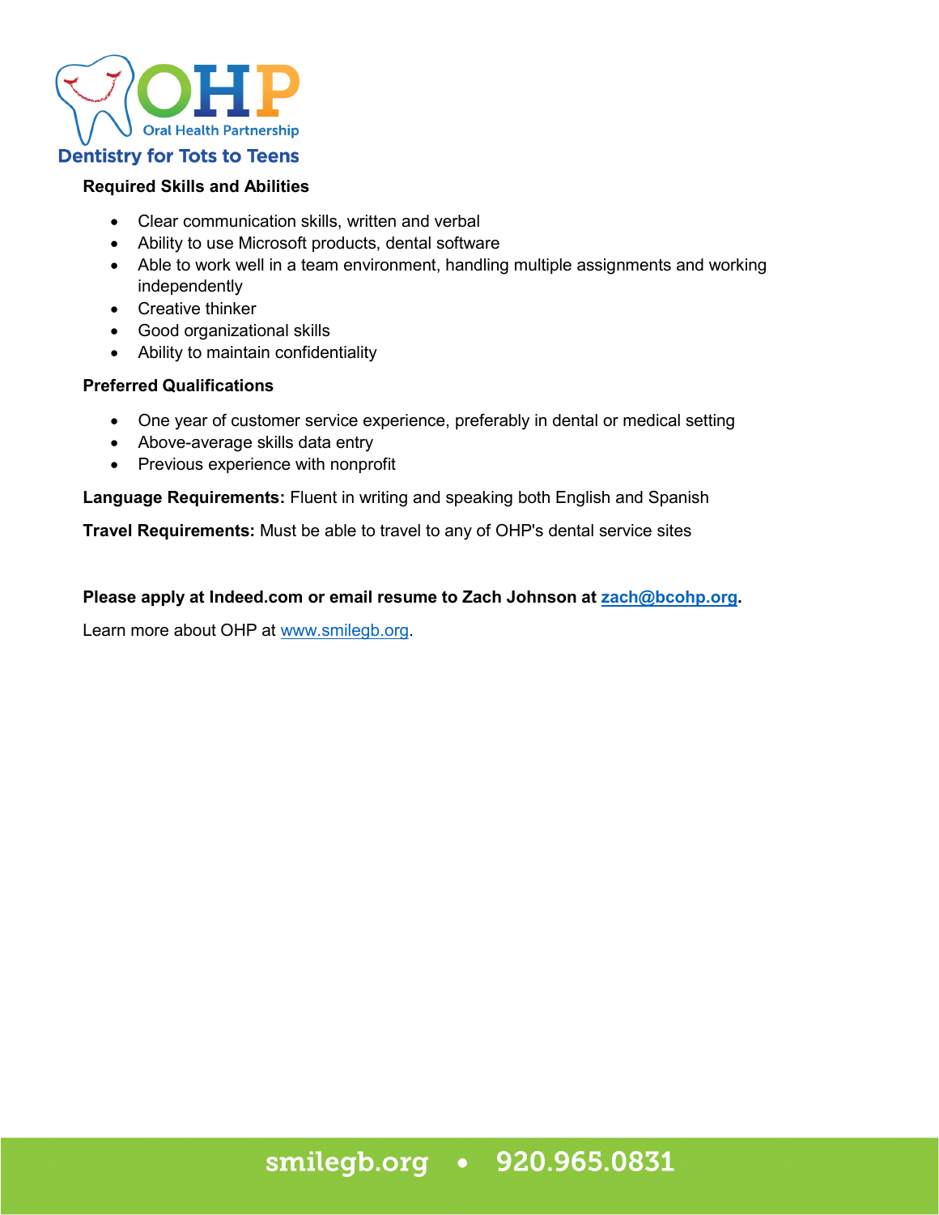**Required Skills and Abilities**

- Clear communication skills, written and verbal
- Ability to use Microsoft products, dental software
- Able to work well in a team environment, handling multiple assignments and working independently
- Creative thinker
- Good organizational skills
- Ability to maintain confidentiality

**Preferred Qualifications**

- One year of customer service experience, preferably in dental or medical setting
- Above-average skills data entry
- Previous experience with nonprofit

**Language Requirements:** Fluent in writing and speaking both English and Spanish

**Travel Requirements:** Must be able to travel to any of OHP's dental service sites

**Please apply at Indeed.com or email resume to Zach Johnson at zach@bcohp.org.**

Learn more about OHP at www.smilegb.org.